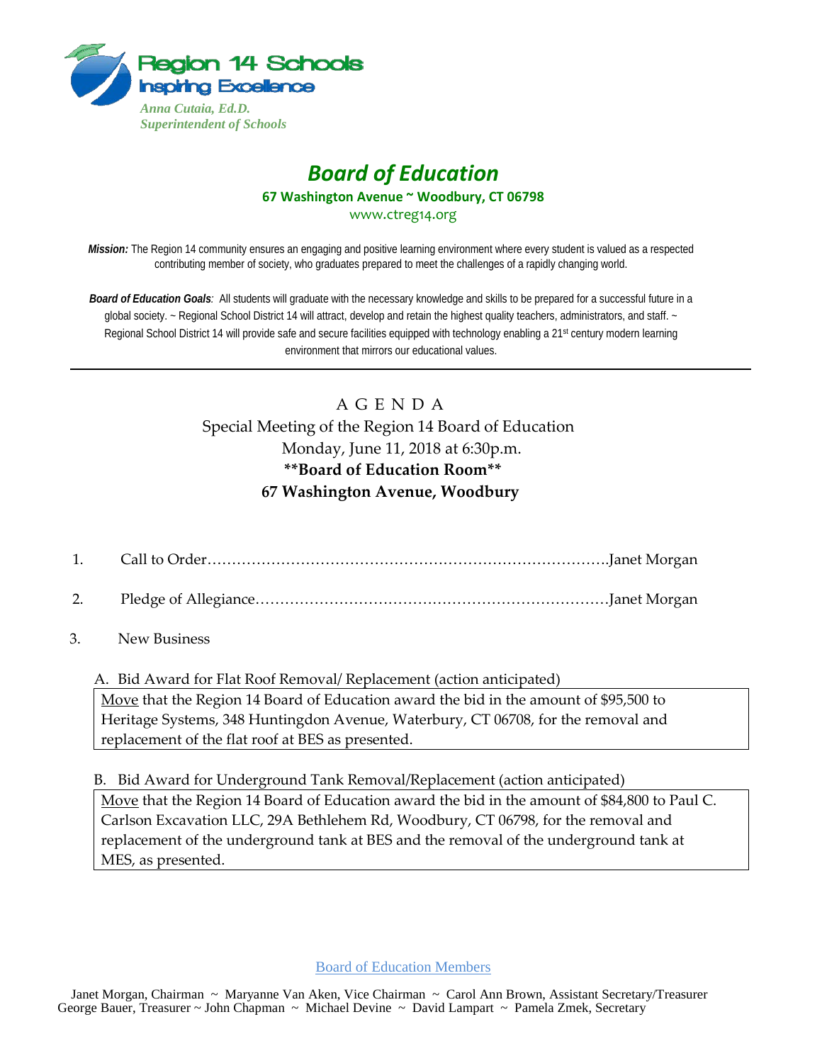Region 14 Schools
Inspiring Excellence

*Anna Cutaia, Ed.D.*
*Superintendent of Schools*

# *Board of Education*

**67 Washington Avenue ~ Woodbury, CT 06798**

www.ctreg14.org

***Mission:*** The Region 14 community ensures an engaging and positive learning environment where every student is valued as a respected contributing member of society, who graduates prepared to meet the challenges of a rapidly changing world.

***Board of Education Goals**:* All students will graduate with the necessary knowledge and skills to be prepared for a successful future in a global society. ~ Regional School District 14 will attract, develop and retain the highest quality teachers, administrators, and staff. ~ Regional School District 14 will provide safe and secure facilities equipped with technology enabling a 21st century modern learning environment that mirrors our educational values.

---

## A G E N D A

Special Meeting of the Region 14 Board of Education
Monday, June 11, 2018 at 6:30p.m.
**\*\*Board of Education Room\*\***
**67 Washington Avenue, Woodbury**

1. Call to Order……………………………………………………………………….Janet Morgan

2. Pledge of Allegiance………………………………………………………………Janet Morgan

3. New Business

   A. Bid Award for Flat Roof Removal/ Replacement (action anticipated)

   Move that the Region 14 Board of Education award the bid in the amount of $95,500 to Heritage Systems, 348 Huntingdon Avenue, Waterbury, CT 06708, for the removal and replacement of the flat roof at BES as presented.

   B. Bid Award for Underground Tank Removal/Replacement (action anticipated)

   Move that the Region 14 Board of Education award the bid in the amount of $84,800 to Paul C. Carlson Excavation LLC, 29A Bethlehem Rd, Woodbury, CT 06798, for the removal and replacement of the underground tank at BES and the removal of the underground tank at MES, as presented.

Board of Education Members

Janet Morgan, Chairman ~ Maryanne Van Aken, Vice Chairman ~ Carol Ann Brown, Assistant Secretary/Treasurer
George Bauer, Treasurer ~ John Chapman ~ Michael Devine ~ David Lampart ~ Pamela Zmek, Secretary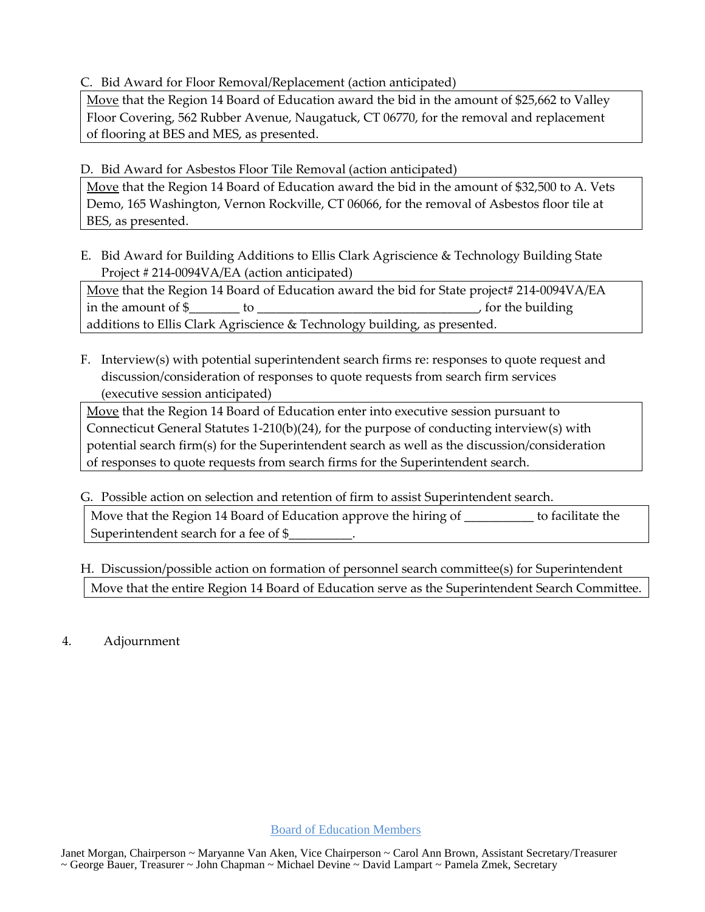C. Bid Award for Floor Removal/Replacement (action anticipated)

> Move that the Region 14 Board of Education award the bid in the amount of $25,662 to Valley Floor Covering, 562 Rubber Avenue, Naugatuck, CT 06770, for the removal and replacement of flooring at BES and MES, as presented.

D. Bid Award for Asbestos Floor Tile Removal (action anticipated)

> Move that the Region 14 Board of Education award the bid in the amount of $32,500 to A. Vets Demo, 165 Washington, Vernon Rockville, CT 06066, for the removal of Asbestos floor tile at BES, as presented.

E. Bid Award for Building Additions to Ellis Clark Agriscience & Technology Building State Project # 214-0094VA/EA (action anticipated)

> Move that the Region 14 Board of Education award the bid for State project# 214-0094VA/EA in the amount of $________ to __________________________________, for the building additions to Ellis Clark Agriscience & Technology building, as presented.

F. Interview(s) with potential superintendent search firms re: responses to quote request and discussion/consideration of responses to quote requests from search firm services (executive session anticipated)

> Move that the Region 14 Board of Education enter into executive session pursuant to Connecticut General Statutes 1-210(b)(24), for the purpose of conducting interview(s) with potential search firm(s) for the Superintendent search as well as the discussion/consideration of responses to quote requests from search firms for the Superintendent search.

G. Possible action on selection and retention of firm to assist Superintendent search.

> Move that the Region 14 Board of Education approve the hiring of ___________ to facilitate the Superintendent search for a fee of $__________.

H. Discussion/possible action on formation of personnel search committee(s) for Superintendent

> Move that the entire Region 14 Board of Education serve as the Superintendent Search Committee.

4. Adjournment

Board of Education Members

Janet Morgan, Chairperson ~ Maryanne Van Aken, Vice Chairperson ~ Carol Ann Brown, Assistant Secretary/Treasurer ~ George Bauer, Treasurer ~ John Chapman ~ Michael Devine ~ David Lampart ~ Pamela Zmek, Secretary